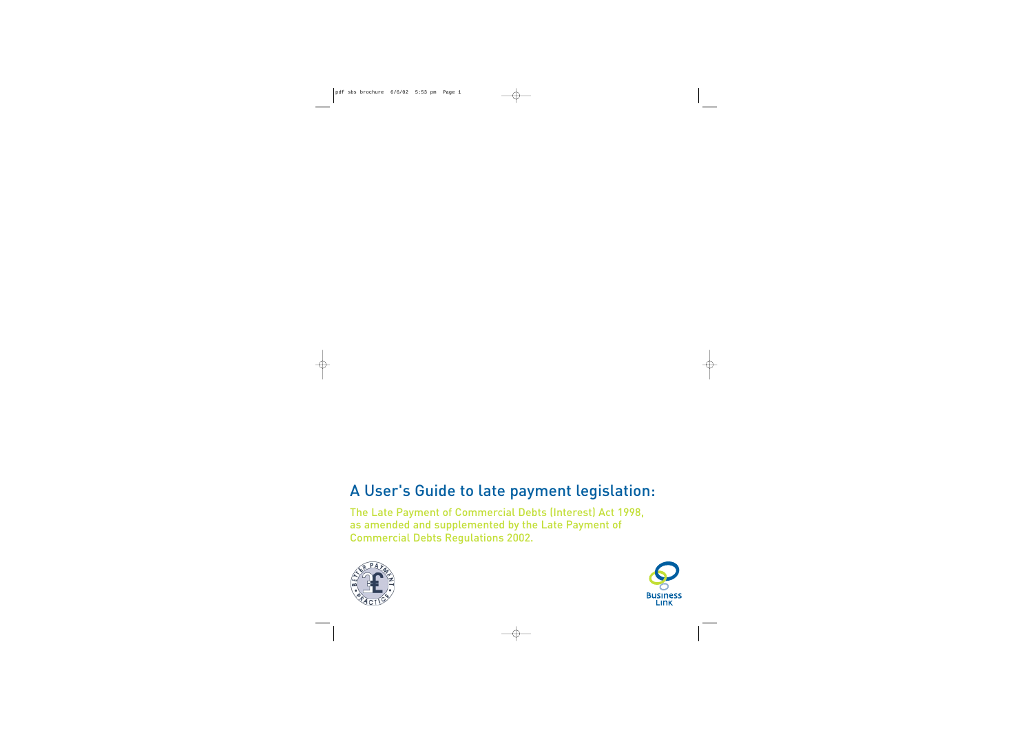# A User's Guide to late payment legislation:

The Late Payment of Commercial Debts (Interest) Act 1998, as amended and supplemented by the Late Payment of Commercial Debts Regulations 2002.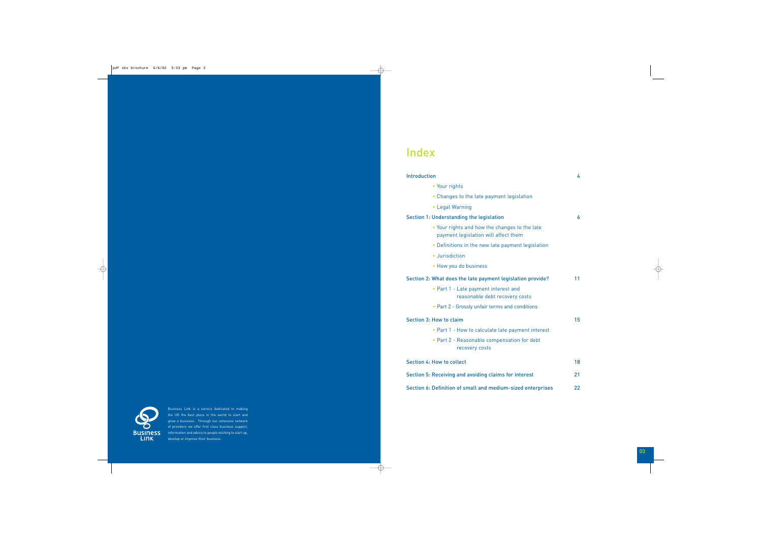Business Link is a service dedicated to making the UK the best place in the world to start and grow a business. Through our extensive network of providers we offer first class business support, information and advice to people wishing to start up, develop or improve their business.

# Index

| | |
|---|---|
| **Introduction** | 4 |
| • Your rights | |
| • Changes to the late payment legislation | |
| • Legal Warning | |
| **Section 1: Understanding the legislation** | 6 |
| • Your rights and how the changes to the late payment legislation will affect them | |
| • Definitions in the new late payment legislation | |
| • Jurisdiction | |
| • How you do business | |
| **Section 2: What does the late payment legislation provide?** | 11 |
| • Part 1 - Late payment interest and reasonable debt recovery costs | |
| • Part 2 - Grossly unfair terms and conditions | |
| **Section 3: How to claim** | 15 |
| • Part 1 - How to calculate late payment interest | |
| • Part 2 - Reasonable compensation for debt recovery costs | |
| **Section 4: How to collect** | 18 |
| **Section 5: Receiving and avoiding claims for interest** | 21 |
| **Section 6: Definition of small and medium-sized enterprises** | 22 |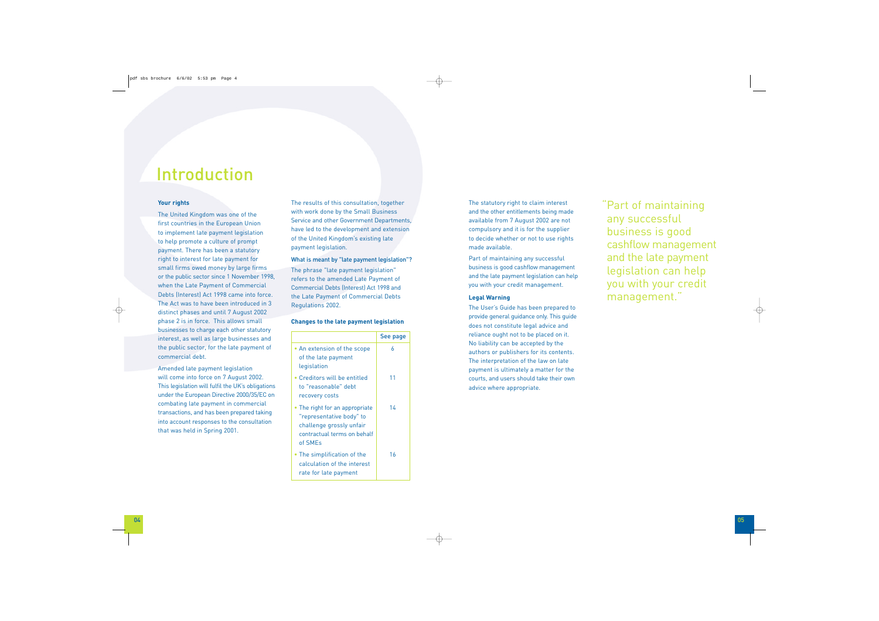# Introduction

**Your rights**

The United Kingdom was one of the first countries in the European Union to implement late payment legislation to help promote a culture of prompt payment. There has been a statutory right to interest for late payment for small firms owed money by large firms or the public sector since 1 November 1998, when the Late Payment of Commercial Debts (Interest) Act 1998 came into force. The Act was to have been introduced in 3 distinct phases and until 7 August 2002 phase 2 is in force. This allows small businesses to charge each other statutory interest, as well as large businesses and the public sector, for the late payment of commercial debt.

Amended late payment legislation will come into force on 7 August 2002. This legislation will fulfil the UK's obligations under the European Directive 2000/35/EC on combating late payment in commercial transactions, and has been prepared taking into account responses to the consultation that was held in Spring 2001.

The results of this consultation, together with work done by the Small Business Service and other Government Departments, have led to the development and extension of the United Kingdom's existing late payment legislation.

**What is meant by "late payment legislation"?**

The phrase "late payment legislation" refers to the amended Late Payment of Commercial Debts (Interest) Act 1998 and the Late Payment of Commercial Debts Regulations 2002.

**Changes to the late payment legislation**

| | See page |
|---|---|
| • An extension of the scope of the late payment legislation | 6 |
| • Creditors will be entitled to "reasonable" debt recovery costs | 11 |
| • The right for an appropriate "representative body" to challenge grossly unfair contractual terms on behalf of SMEs | 14 |
| • The simplification of the calculation of the interest rate for late payment | 16 |

The statutory right to claim interest and the other entitlements being made available from 7 August 2002 are not compulsory and it is for the supplier to decide whether or not to use rights made available.

Part of maintaining any successful business is good cashflow management and the late payment legislation can help you with your credit management.

**Legal Warning**

The User's Guide has been prepared to provide general guidance only. This guide does not constitute legal advice and reliance ought not to be placed on it. No liability can be accepted by the authors or publishers for its contents. The interpretation of the law on late payment is ultimately a matter for the courts, and users should take their own advice where appropriate.

"Part of maintaining any successful business is good cashflow management and the late payment legislation can help you with your credit management."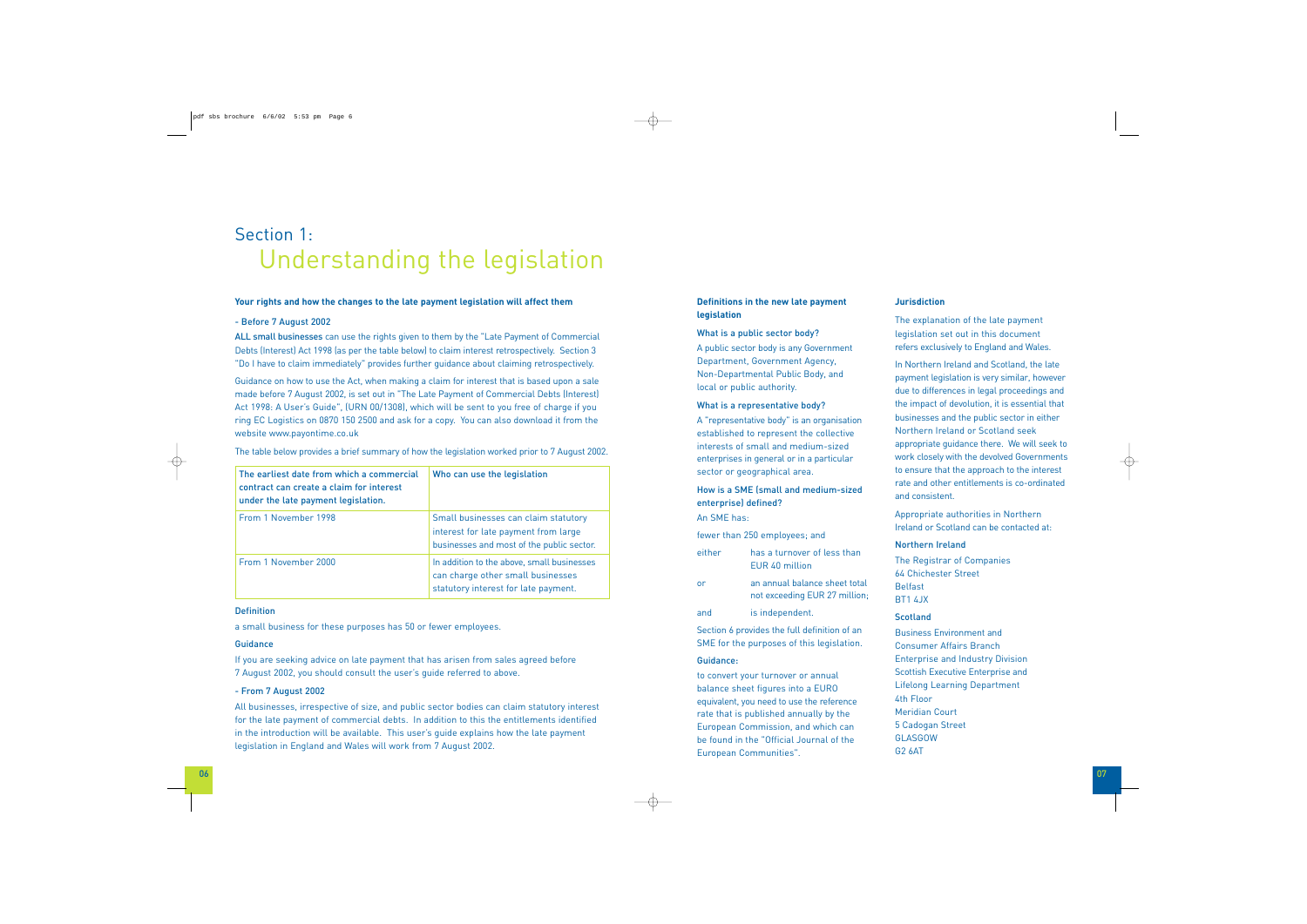# Section 1:
## Understanding the legislation

**Your rights and how the changes to the late payment legislation will affect them**

### - Before 7 August 2002

**ALL small businesses** can use the rights given to them by the "Late Payment of Commercial Debts (Interest) Act 1998 (as per the table below) to claim interest retrospectively. Section 3 "Do I have to claim immediately" provides further guidance about claiming retrospectively.

Guidance on how to use the Act, when making a claim for interest that is based upon a sale made before 7 August 2002, is set out in "The Late Payment of Commercial Debts (Interest) Act 1998: A User's Guide", (URN 00/1308), which will be sent to you free of charge if you ring EC Logistics on 0870 150 2500 and ask for a copy. You can also download it from the website www.payontime.co.uk

The table below provides a brief summary of how the legislation worked prior to 7 August 2002.

| The earliest date from which a commercial contract can create a claim for interest under the late payment legislation. | Who can use the legislation |
|---|---|
| From 1 November 1998 | Small businesses can claim statutory interest for late payment from large businesses and most of the public sector. |
| From 1 November 2000 | In addition to the above, small businesses can charge other small businesses statutory interest for late payment. |

#### Definition

a small business for these purposes has 50 or fewer employees.

#### Guidance

If you are seeking advice on late payment that has arisen from sales agreed before 7 August 2002, you should consult the user's guide referred to above.

### - From 7 August 2002

All businesses, irrespective of size, and public sector bodies can claim statutory interest for the late payment of commercial debts. In addition to this the entitlements identified in the introduction will be available. This user's guide explains how the late payment legislation in England and Wales will work from 7 August 2002.

### Definitions in the new late payment legislation

#### What is a public sector body?

A public sector body is any Government Department, Government Agency, Non-Departmental Public Body, and local or public authority.

#### What is a representative body?

A "representative body" is an organisation established to represent the collective interests of small and medium-sized enterprises in general or in a particular sector or geographical area.

#### How is a SME (small and medium-sized enterprise) defined?

An SME has:

fewer than 250 employees; and

either — has a turnover of less than EUR 40 million

or — an annual balance sheet total not exceeding EUR 27 million;

and — is independent.

Section 6 provides the full definition of an SME for the purposes of this legislation.

#### Guidance:

to convert your turnover or annual balance sheet figures into a EURO equivalent, you need to use the reference rate that is published annually by the European Commission, and which can be found in the "Official Journal of the European Communities".

### Jurisdiction

The explanation of the late payment legislation set out in this document refers exclusively to England and Wales.

In Northern Ireland and Scotland, the late payment legislation is very similar, however due to differences in legal proceedings and the impact of devolution, it is essential that businesses and the public sector in either Northern Ireland or Scotland seek appropriate guidance there. We will seek to work closely with the devolved Governments to ensure that the approach to the interest rate and other entitlements is co-ordinated and consistent.

Appropriate authorities in Northern Ireland or Scotland can be contacted at:

#### Northern Ireland

The Registrar of Companies
64 Chichester Street
Belfast
BT1 4JX

#### Scotland

Business Environment and
Consumer Affairs Branch
Enterprise and Industry Division
Scottish Executive Enterprise and
Lifelong Learning Department
4th Floor
Meridian Court
5 Cadogan Street
GLASGOW
G2 6AT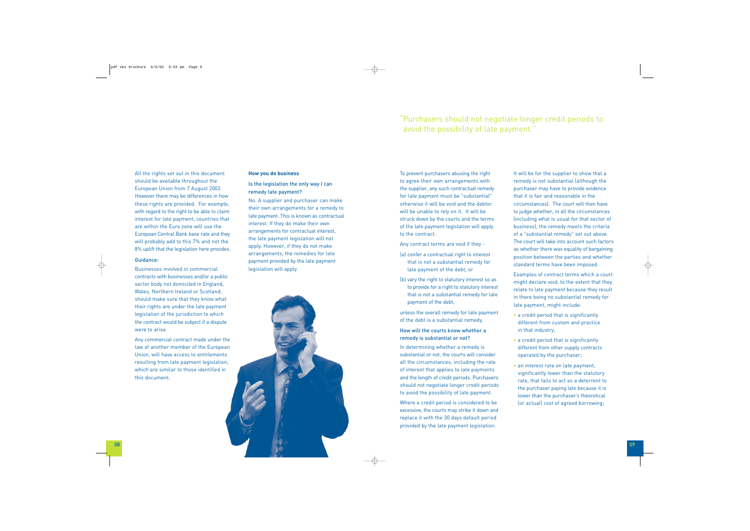All the rights set out in this document should be available throughout the European Union from 7 August 2002. However there may be differences in how these rights are provided. For example, with regard to the right to be able to claim interest for late payment, countries that are within the Euro zone will use the European Central Bank base rate and they will probably add to this 7% and not the 8% uplift that the legislation here provides.

**Guidance:**

Businesses involved in commercial contracts with businesses and/or a public sector body not domiciled in England, Wales, Northern Ireland or Scotland, should make sure that they know what their rights are under the late payment legislation of the jurisdiction to which the contract would be subject if a dispute were to arise.

Any commercial contract made under the law of another member of the European Union, will have access to entitlements resulting from late payment legislation, which are similar to those identified in this document.

## How you do business

### Is the legislation the only way I can remedy late payment?

No. A supplier and purchaser can make their own arrangements for a remedy to late payment. This is known as contractual interest. If they do make their own arrangements for contractual interest, the late payment legislation will not apply. However, if they do not make arrangements, the remedies for late payment provided by the late payment legislation will apply.

"Purchasers should not negotiate longer credit periods to avoid the possibility of late payment."

To prevent purchasers abusing the right to agree their own arrangements with the supplier, any such contractual remedy for late payment must be "substantial" otherwise it will be void and the debtor will be unable to rely on it. It will be struck down by the courts and the terms of the late payment legislation will apply to the contract.

Any contract terms are void if they -

(a) confer a contractual right to interest that is not a substantial remedy for late payment of the debt, or

(b) vary the right to statutory interest so as to provide for a right to statutory interest that is not a substantial remedy for late payment of the debt,

unless the overall remedy for late payment of the debt is a substantial remedy.

### How will the courts know whether a remedy is substantial or not?

In determining whether a remedy is substantial or not, the courts will consider all the circumstances, including the rate of interest that applies to late payments and the length of credit periods. Purchasers should not negotiate longer credit periods to avoid the possibility of late payment.

Where a credit period is considered to be excessive, the courts may strike it down and replace it with the 30 days default period provided by the late payment legislation.

It will be for the supplier to show that a remedy is not substantial (although the purchaser may have to provide evidence that it is fair and reasonable in the circumstances). The court will then have to judge whether, in all the circumstances (including what is usual for that sector of business), the remedy meets the criteria of a "substantial remedy" set out above. The court will take into account such factors as whether there was equality of bargaining position between the parties and whether standard terms have been imposed.

Examples of contract terms which a court might declare void, to the extent that they relate to late payment because they result in there being no substantial remedy for late payment, might include:

- a credit period that is significantly different from custom and practice in that industry;
- a credit period that is significantly different from other supply contracts operated by the purchaser;
- an interest rate on late payment, significantly lower than the statutory rate, that fails to act as a deterrent to the purchaser paying late because it is lower than the purchaser's theoretical (or actual) cost of agreed borrowing;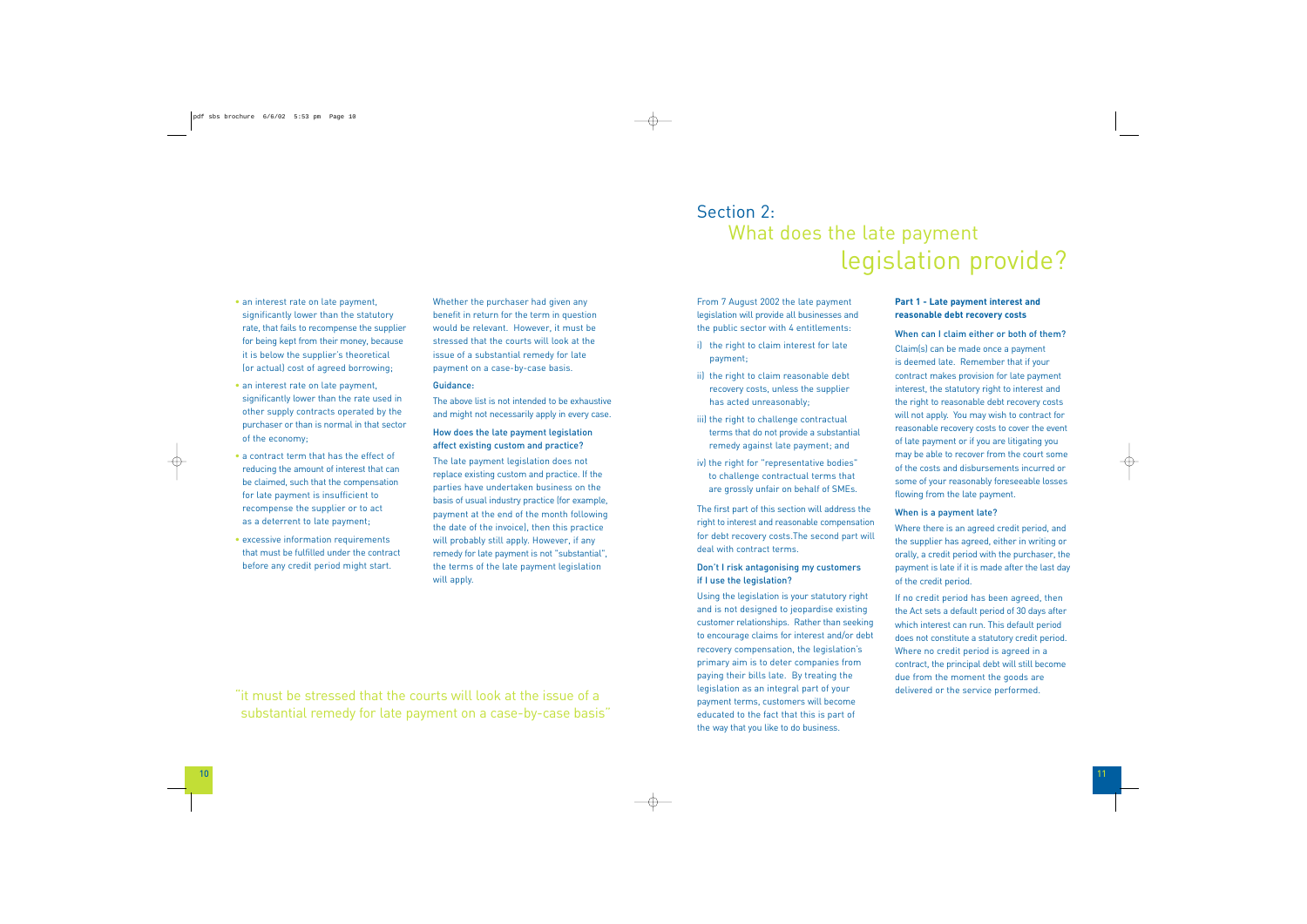- an interest rate on late payment, significantly lower than the statutory rate, that fails to recompense the supplier for being kept from their money, because it is below the supplier's theoretical (or actual) cost of agreed borrowing;
- an interest rate on late payment, significantly lower than the rate used in other supply contracts operated by the purchaser or than is normal in that sector of the economy;
- a contract term that has the effect of reducing the amount of interest that can be claimed, such that the compensation for late payment is insufficient to recompense the supplier or to act as a deterrent to late payment;
- excessive information requirements that must be fulfilled under the contract before any credit period might start.

Whether the purchaser had given any benefit in return for the term in question would be relevant. However, it must be stressed that the courts will look at the issue of a substantial remedy for late payment on a case-by-case basis.

**Guidance:**

The above list is not intended to be exhaustive and might not necessarily apply in every case.

**How does the late payment legislation affect existing custom and practice?**

The late payment legislation does not replace existing custom and practice. If the parties have undertaken business on the basis of usual industry practice (for example, payment at the end of the month following the date of the invoice), then this practice will probably still apply. However, if any remedy for late payment is not "substantial", the terms of the late payment legislation will apply.

"it must be stressed that the courts will look at the issue of a substantial remedy for late payment on a case-by-case basis"

# Section 2: What does the late payment legislation provide?

From 7 August 2002 the late payment legislation will provide all businesses and the public sector with 4 entitlements:

i) the right to claim interest for late payment;

ii) the right to claim reasonable debt recovery costs, unless the supplier has acted unreasonably;

iii) the right to challenge contractual terms that do not provide a substantial remedy against late payment; and

iv) the right for "representative bodies" to challenge contractual terms that are grossly unfair on behalf of SMEs.

The first part of this section will address the right to interest and reasonable compensation for debt recovery costs.The second part will deal with contract terms.

**Don't I risk antagonising my customers if I use the legislation?**

Using the legislation is your statutory right and is not designed to jeopardise existing customer relationships. Rather than seeking to encourage claims for interest and/or debt recovery compensation, the legislation's primary aim is to deter companies from paying their bills late. By treating the legislation as an integral part of your payment terms, customers will become educated to the fact that this is part of the way that you like to do business.

## Part 1 - Late payment interest and reasonable debt recovery costs

**When can I claim either or both of them?**

Claim(s) can be made once a payment is deemed late. Remember that if your contract makes provision for late payment interest, the statutory right to interest and the right to reasonable debt recovery costs will not apply. You may wish to contract for reasonable recovery costs to cover the event of late payment or if you are litigating you may be able to recover from the court some of the costs and disbursements incurred or some of your reasonably foreseeable losses flowing from the late payment.

**When is a payment late?**

Where there is an agreed credit period, and the supplier has agreed, either in writing or orally, a credit period with the purchaser, the payment is late if it is made after the last day of the credit period.

If no credit period has been agreed, then the Act sets a default period of 30 days after which interest can run. This default period does not constitute a statutory credit period. Where no credit period is agreed in a contract, the principal debt will still become due from the moment the goods are delivered or the service performed.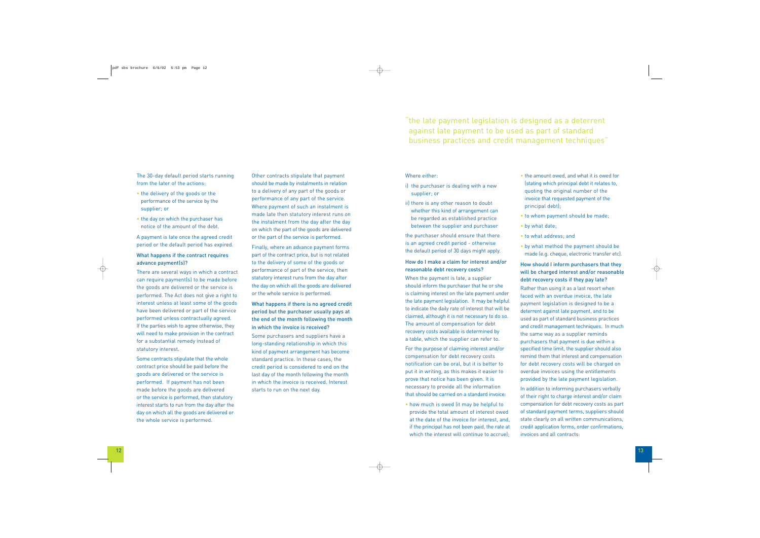The 30-day default period starts running from the later of the actions:

- the delivery of the goods or the performance of the service by the supplier; or
- the day on which the purchaser has notice of the amount of the debt.

A payment is late once the agreed credit period or the default period has expired.

### What happens if the contract requires advance payment(s)?

There are several ways in which a contract can require payment(s) to be made before the goods are delivered or the service is performed. The Act does not give a right to interest unless at least some of the goods have been delivered or part of the service performed unless contractually agreed. If the parties wish to agree otherwise, they will need to make provision in the contract for a substantial remedy instead of statutory interest.

Some contracts stipulate that the whole contract price should be paid before the goods are delivered or the service is performed. If payment has not been made before the goods are delivered or the service is performed, then statutory interest starts to run from the day after the day on which all the goods are delivered or the whole service is performed.

Other contracts stipulate that payment should be made by instalments in relation to a delivery of any part of the goods or performance of any part of the service. Where payment of such an instalment is made late then statutory interest runs on the instalment from the day after the day on which the part of the goods are delivered or the part of the service is performed.

Finally, where an advance payment forms part of the contract price, but is not related to the delivery of some of the goods or performance of part of the service, then statutory interest runs from the day after the day on which all the goods are delivered or the whole service is performed.

### What happens if there is no agreed credit period but the purchaser usually pays at the end of the month following the month in which the invoice is received?

Some purchasers and suppliers have a long-standing relationship in which this kind of payment arrangement has become standard practice. In these cases, the credit period is considered to end on the last day of the month following the month in which the invoice is received. Interest starts to run on the next day.

"the late payment legislation is designed as a deterrent against late payment to be used as part of standard business practices and credit management techniques"

Where either:

i) the purchaser is dealing with a new supplier; or

ii) there is any other reason to doubt whether this kind of arrangement can be regarded as established practice between the supplier and purchaser

the purchaser should ensure that there is an agreed credit period - otherwise the default period of 30 days might apply.

### How do I make a claim for interest and/or reasonable debt recovery costs?

When the payment is late, a supplier should inform the purchaser that he or she is claiming interest on the late payment under the late payment legislation. It may be helpful to indicate the daily rate of interest that will be claimed, although it is not necessary to do so. The amount of compensation for debt recovery costs available is determined by a table, which the supplier can refer to.

For the purpose of claiming interest and/or compensation for debt recovery costs notification can be oral, but it is better to put it in writing, as this makes it easier to prove that notice has been given. It is necessary to provide all the information that should be carried on a standard invoice:

- how much is owed (it may be helpful to provide the total amount of interest owed at the date of the invoice for interest, and, if the principal has not been paid, the rate at which the interest will continue to accrue);
- the amount owed, and what it is owed for (stating which principal debt it relates to, quoting the original number of the invoice that requested payment of the principal debt);
- to whom payment should be made;
- by what date;
- to what address; and
- by what method the payment should be made (e.g. cheque, electronic transfer etc).

### How should I inform purchasers that they will be charged interest and/or reasonable debt recovery costs if they pay late?

Rather than using it as a last resort when faced with an overdue invoice, the late payment legislation is designed to be a deterrent against late payment, and to be used as part of standard business practices and credit management techniques. In much the same way as a supplier reminds purchasers that payment is due within a specified time limit, the supplier should also remind them that interest and compensation for debt recovery costs will be charged on overdue invoices using the entitlements provided by the late payment legislation.

In addition to informing purchasers verbally of their right to charge interest and/or claim compensation for debt recovery costs as part of standard payment terms, suppliers should state clearly on all written communications, credit application forms, order confirmations, invoices and all contracts: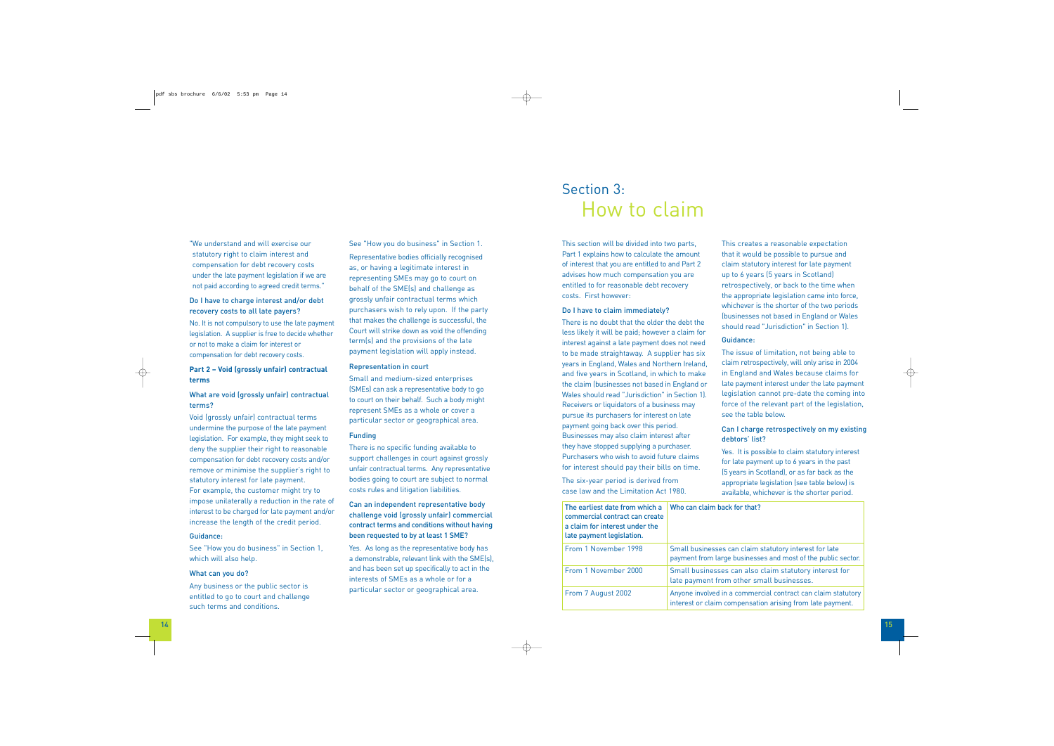"We understand and will exercise our statutory right to claim interest and compensation for debt recovery costs under the late payment legislation if we are not paid according to agreed credit terms."

### Do I have to charge interest and/or debt recovery costs to all late payers?

No. It is not compulsory to use the late payment legislation. A supplier is free to decide whether or not to make a claim for interest or compensation for debt recovery costs.

## Part 2 – Void (grossly unfair) contractual terms

### What are void (grossly unfair) contractual terms?

Void (grossly unfair) contractual terms undermine the purpose of the late payment legislation. For example, they might seek to deny the supplier their right to reasonable compensation for debt recovery costs and/or remove or minimise the supplier's right to statutory interest for late payment. For example, the customer might try to impose unilaterally a reduction in the rate of interest to be charged for late payment and/or increase the length of the credit period.

#### Guidance:

See "How you do business" in Section 1, which will also help.

### What can you do?

Any business or the public sector is entitled to go to court and challenge such terms and conditions.

See "How you do business" in Section 1.

Representative bodies officially recognised as, or having a legitimate interest in representing SMEs may go to court on behalf of the SME(s) and challenge as grossly unfair contractual terms which purchasers wish to rely upon. If the party that makes the challenge is successful, the Court will strike down as void the offending term(s) and the provisions of the late payment legislation will apply instead.

### Representation in court

Small and medium-sized enterprises (SMEs) can ask a representative body to go to court on their behalf. Such a body might represent SMEs as a whole or cover a particular sector or geographical area.

### Funding

There is no specific funding available to support challenges in court against grossly unfair contractual terms. Any representative bodies going to court are subject to normal costs rules and litigation liabilities.

### Can an independent representative body challenge void (grossly unfair) commercial contract terms and conditions without having been requested to by at least 1 SME?

Yes. As long as the representative body has a demonstrable, relevant link with the SME(s), and has been set up specifically to act in the interests of SMEs as a whole or for a particular sector or geographical area.

# Section 3: How to claim

This section will be divided into two parts, Part 1 explains how to calculate the amount of interest that you are entitled to and Part 2 advises how much compensation you are entitled to for reasonable debt recovery costs. First however:

### Do I have to claim immediately?

There is no doubt that the older the debt the less likely it will be paid; however a claim for interest against a late payment does not need to be made straightaway. A supplier has six years in England, Wales and Northern Ireland, and five years in Scotland, in which to make the claim (businesses not based in England or Wales should read "Jurisdiction" in Section 1). Receivers or liquidators of a business may pursue its purchasers for interest on late payment going back over this period. Businesses may also claim interest after they have stopped supplying a purchaser. Purchasers who wish to avoid future claims for interest should pay their bills on time.

The six-year period is derived from case law and the Limitation Act 1980.

This creates a reasonable expectation that it would be possible to pursue and claim statutory interest for late payment up to 6 years (5 years in Scotland) retrospectively, or back to the time when the appropriate legislation came into force, whichever is the shorter of the two periods (businesses not based in England or Wales should read "Jurisdiction" in Section 1).

#### Guidance:

The issue of limitation, not being able to claim retrospectively, will only arise in 2004 in England and Wales because claims for late payment interest under the late payment legislation cannot pre-date the coming into force of the relevant part of the legislation, see the table below.

### Can I charge retrospectively on my existing debtors' list?

Yes. It is possible to claim statutory interest for late payment up to 6 years in the past (5 years in Scotland), or as far back as the appropriate legislation (see table below) is available, whichever is the shorter period.

| The earliest date from which a commercial contract can create a claim for interest under the late payment legislation. | Who can claim back for that? |
|---|---|
| From 1 November 1998 | Small businesses can claim statutory interest for late payment from large businesses and most of the public sector. |
| From 1 November 2000 | Small businesses can also claim statutory interest for late payment from other small businesses. |
| From 7 August 2002 | Anyone involved in a commercial contract can claim statutory interest or claim compensation arising from late payment. |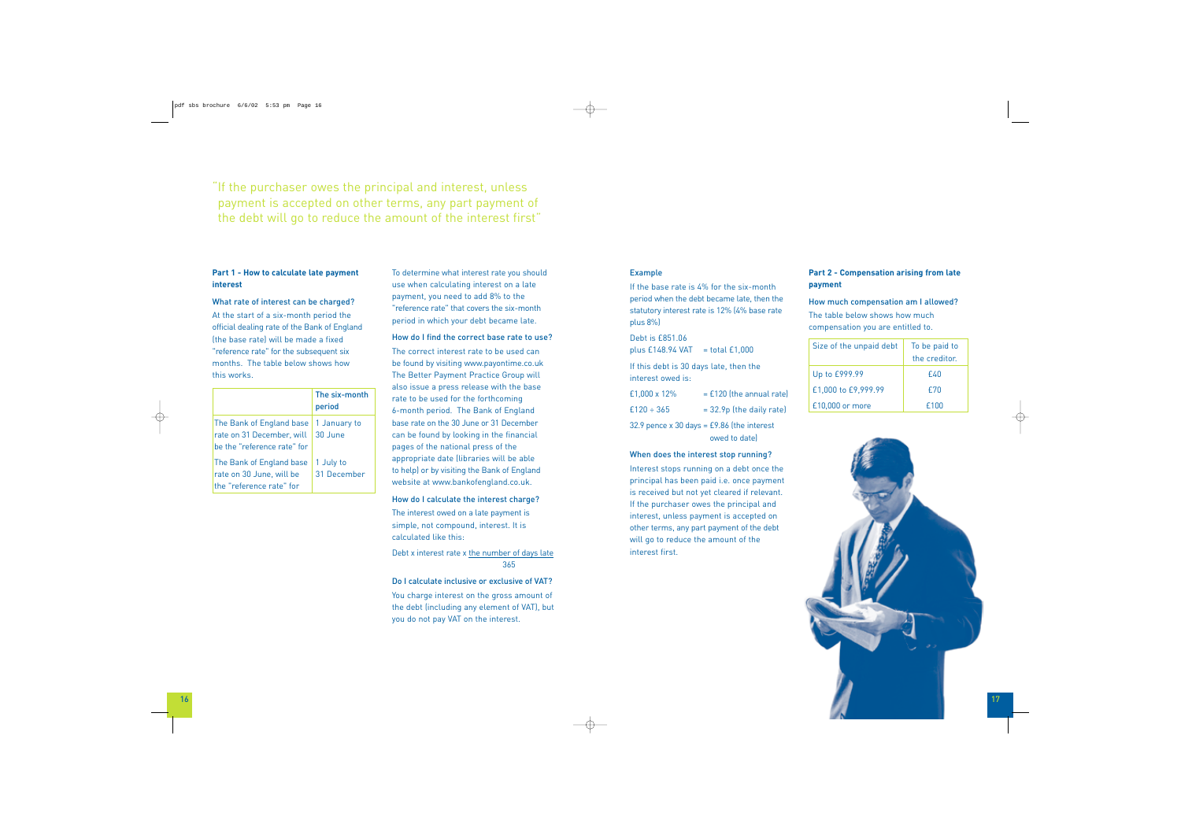"If the purchaser owes the principal and interest, unless payment is accepted on other terms, any part payment of the debt will go to reduce the amount of the interest first"

## Part 1 - How to calculate late payment interest

### What rate of interest can be charged?

At the start of a six-month period the official dealing rate of the Bank of England (the base rate) will be made a fixed "reference rate" for the subsequent six months. The table below shows how this works.

| | The six-month period |
|---|---|
| The Bank of England base rate on 31 December, will be the "reference rate" for | 1 January to 30 June |
| The Bank of England base rate on 30 June, will be the "reference rate" for | 1 July to 31 December |

To determine what interest rate you should use when calculating interest on a late payment, you need to add 8% to the "reference rate" that covers the six-month period in which your debt became late.

### How do I find the correct base rate to use?

The correct interest rate to be used can be found by visiting www.payontime.co.uk The Better Payment Practice Group will also issue a press release with the base rate to be used for the forthcoming 6-month period. The Bank of England base rate on the 30 June or 31 December can be found by looking in the financial pages of the national press of the appropriate date (libraries will be able to help) or by visiting the Bank of England website at www.bankofengland.co.uk.

### How do I calculate the interest charge?

The interest owed on a late payment is simple, not compound, interest. It is calculated like this:

$$\text{Debt} \times \text{interest rate} \times \frac{\text{the number of days late}}{365}$$

### Do I calculate inclusive or exclusive of VAT?

You charge interest on the gross amount of the debt (including any element of VAT), but you do not pay VAT on the interest.

### Example

If the base rate is 4% for the six-month period when the debt became late, then the statutory interest rate is 12% (4% base rate plus 8%)

Debt is £851.06
plus £148.94 VAT = total £1,000

If this debt is 30 days late, then the interest owed is:

£1,000 x 12% = £120 (the annual rate)
£120 ÷ 365 = 32.9p (the daily rate)
32.9 pence x 30 days = £9.86 (the interest owed to date)

### When does the interest stop running?

Interest stops running on a debt once the principal has been paid i.e. once payment is received but not yet cleared if relevant. If the purchaser owes the principal and interest, unless payment is accepted on other terms, any part payment of the debt will go to reduce the amount of the interest first.

## Part 2 - Compensation arising from late payment

### How much compensation am I allowed?

The table below shows how much compensation you are entitled to.

| Size of the unpaid debt | To be paid to the creditor. |
|---|---|
| Up to £999.99 | £40 |
| £1,000 to £9,999.99 | £70 |
| £10,000 or more | £100 |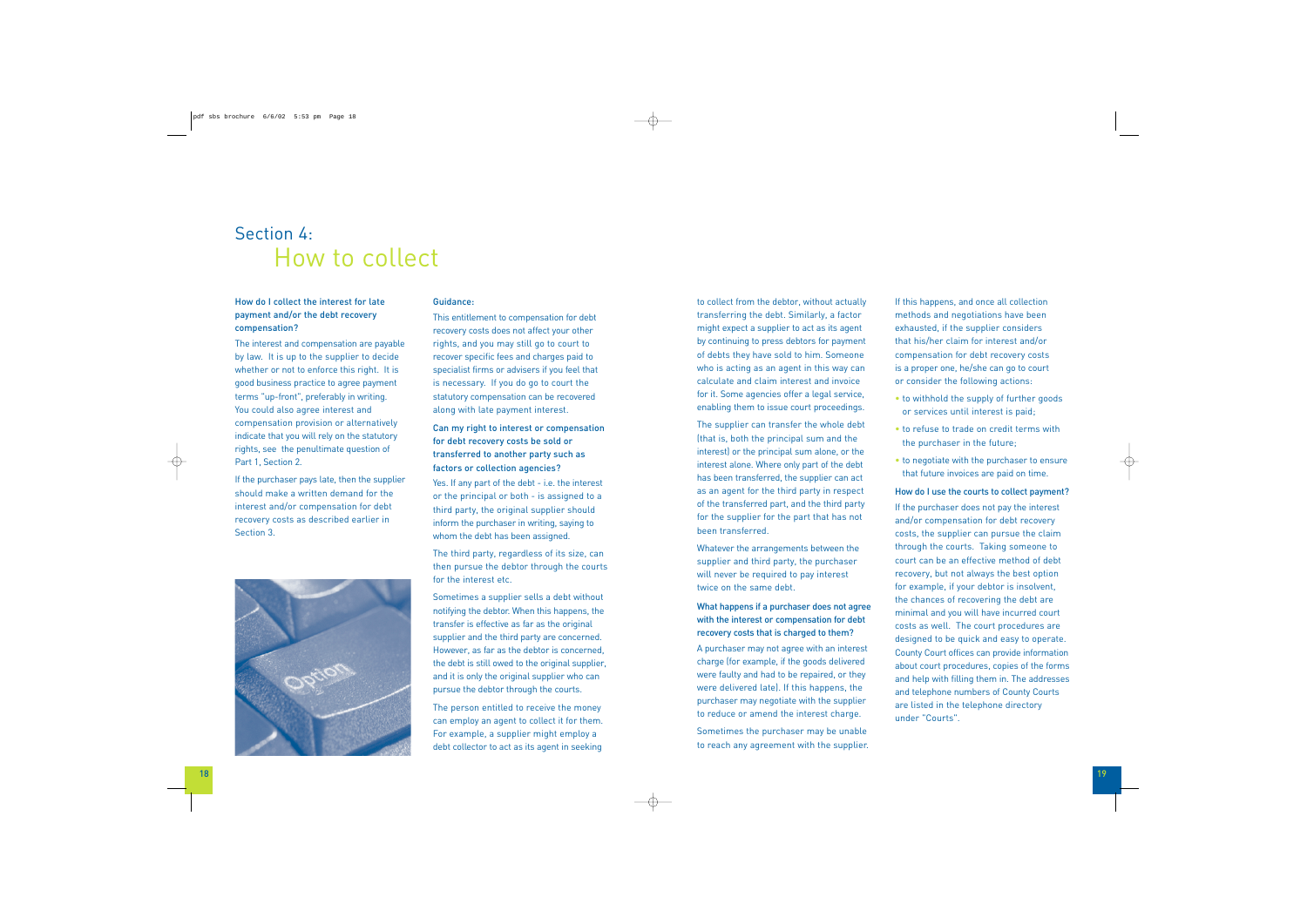# Section 4: How to collect

### How do I collect the interest for late payment and/or the debt recovery compensation?

The interest and compensation are payable by law. It is up to the supplier to decide whether or not to enforce this right. It is good business practice to agree payment terms "up-front", preferably in writing. You could also agree interest and compensation provision or alternatively indicate that you will rely on the statutory rights, see the penultimate question of Part 1, Section 2.

If the purchaser pays late, then the supplier should make a written demand for the interest and/or compensation for debt recovery costs as described earlier in Section 3.

### Guidance:

This entitlement to compensation for debt recovery costs does not affect your other rights, and you may still go to court to recover specific fees and charges paid to specialist firms or advisers if you feel that is necessary. If you do go to court the statutory compensation can be recovered along with late payment interest.

### Can my right to interest or compensation for debt recovery costs be sold or transferred to another party such as factors or collection agencies?

Yes. If any part of the debt - i.e. the interest or the principal or both - is assigned to a third party, the original supplier should inform the purchaser in writing, saying to whom the debt has been assigned.

The third party, regardless of its size, can then pursue the debtor through the courts for the interest etc.

Sometimes a supplier sells a debt without notifying the debtor. When this happens, the transfer is effective as far as the original supplier and the third party are concerned. However, as far as the debtor is concerned, the debt is still owed to the original supplier, and it is only the original supplier who can pursue the debtor through the courts.

The person entitled to receive the money can employ an agent to collect it for them. For example, a supplier might employ a debt collector to act as its agent in seeking to collect from the debtor, without actually transferring the debt. Similarly, a factor might expect a supplier to act as its agent by continuing to press debtors for payment of debts they have sold to him. Someone who is acting as an agent in this way can calculate and claim interest and invoice for it. Some agencies offer a legal service, enabling them to issue court proceedings.

The supplier can transfer the whole debt (that is, both the principal sum and the interest) or the principal sum alone, or the interest alone. Where only part of the debt has been transferred, the supplier can act as an agent for the third party in respect of the transferred part, and the third party for the supplier for the part that has not been transferred.

Whatever the arrangements between the supplier and third party, the purchaser will never be required to pay interest twice on the same debt.

### What happens if a purchaser does not agree with the interest or compensation for debt recovery costs that is charged to them?

A purchaser may not agree with an interest charge (for example, if the goods delivered were faulty and had to be repaired, or they were delivered late). If this happens, the purchaser may negotiate with the supplier to reduce or amend the interest charge.

Sometimes the purchaser may be unable to reach any agreement with the supplier. If this happens, and once all collection methods and negotiations have been exhausted, if the supplier considers that his/her claim for interest and/or compensation for debt recovery costs is a proper one, he/she can go to court or consider the following actions:

- to withhold the supply of further goods or services until interest is paid;
- to refuse to trade on credit terms with the purchaser in the future;
- to negotiate with the purchaser to ensure that future invoices are paid on time.

### How do I use the courts to collect payment?

If the purchaser does not pay the interest and/or compensation for debt recovery costs, the supplier can pursue the claim through the courts. Taking someone to court can be an effective method of debt recovery, but not always the best option for example, if your debtor is insolvent, the chances of recovering the debt are minimal and you will have incurred court costs as well. The court procedures are designed to be quick and easy to operate. County Court offices can provide information about court procedures, copies of the forms and help with filling them in. The addresses and telephone numbers of County Courts are listed in the telephone directory under "Courts".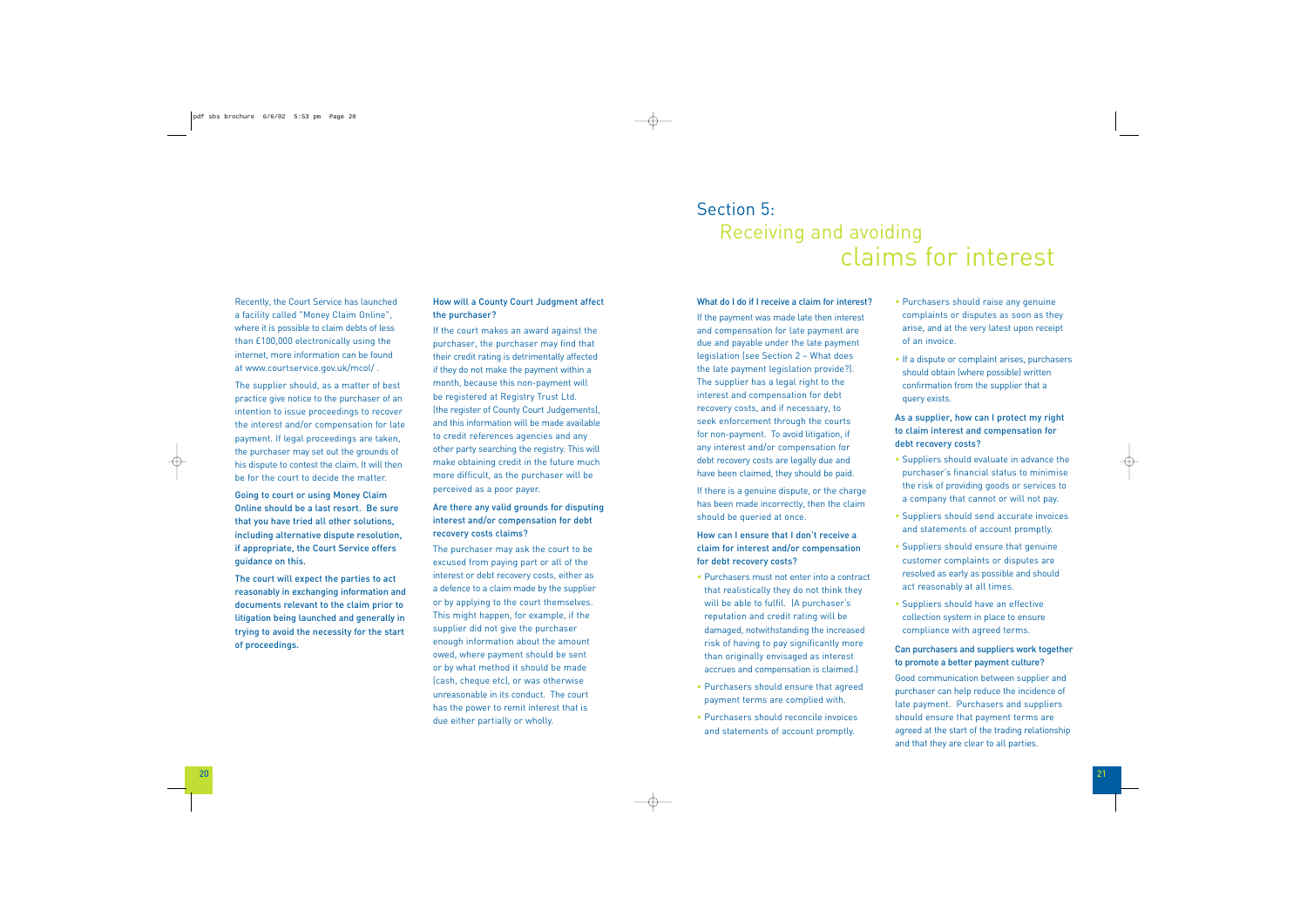Recently, the Court Service has launched a facility called "Money Claim Online", where it is possible to claim debts of less than £100,000 electronically using the internet, more information can be found at www.courtservice.gov.uk/mcol/ .

The supplier should, as a matter of best practice give notice to the purchaser of an intention to issue proceedings to recover the interest and/or compensation for late payment. If legal proceedings are taken, the purchaser may set out the grounds of his dispute to contest the claim. It will then be for the court to decide the matter.

**Going to court or using Money Claim Online should be a last resort. Be sure that you have tried all other solutions, including alternative dispute resolution, if appropriate, the Court Service offers guidance on this.**

**The court will expect the parties to act reasonably in exchanging information and documents relevant to the claim prior to litigation being launched and generally in trying to avoid the necessity for the start of proceedings.**

### How will a County Court Judgment affect the purchaser?

If the court makes an award against the purchaser, the purchaser may find that their credit rating is detrimentally affected if they do not make the payment within a month, because this non-payment will be registered at Registry Trust Ltd. (the register of County Court Judgements), and this information will be made available to credit references agencies and any other party searching the registry. This will make obtaining credit in the future much more difficult, as the purchaser will be perceived as a poor payer.

### Are there any valid grounds for disputing interest and/or compensation for debt recovery costs claims?

The purchaser may ask the court to be excused from paying part or all of the interest or debt recovery costs, either as a defence to a claim made by the supplier or by applying to the court themselves. This might happen, for example, if the supplier did not give the purchaser enough information about the amount owed, where payment should be sent or by what method it should be made (cash, cheque etc), or was otherwise unreasonable in its conduct. The court has the power to remit interest that is due either partially or wholly.

# Section 5: Receiving and avoiding claims for interest

### What do I do if I receive a claim for interest?

If the payment was made late then interest and compensation for late payment are due and payable under the late payment legislation (see Section 2 – What does the late payment legislation provide?). The supplier has a legal right to the interest and compensation for debt recovery costs, and if necessary, to seek enforcement through the courts for non-payment. To avoid litigation, if any interest and/or compensation for debt recovery costs are legally due and have been claimed, they should be paid.

If there is a genuine dispute, or the charge has been made incorrectly, then the claim should be queried at once.

### How can I ensure that I don't receive a claim for interest and/or compensation for debt recovery costs?

- Purchasers must not enter into a contract that realistically they do not think they will be able to fulfil. (A purchaser's reputation and credit rating will be damaged, notwithstanding the increased risk of having to pay significantly more than originally envisaged as interest accrues and compensation is claimed.)
- Purchasers should ensure that agreed payment terms are complied with.
- Purchasers should reconcile invoices and statements of account promptly.
- Purchasers should raise any genuine complaints or disputes as soon as they arise, and at the very latest upon receipt of an invoice.
- If a dispute or complaint arises, purchasers should obtain (where possible) written confirmation from the supplier that a query exists.

### As a supplier, how can I protect my right to claim interest and compensation for debt recovery costs?

- Suppliers should evaluate in advance the purchaser's financial status to minimise the risk of providing goods or services to a company that cannot or will not pay.
- Suppliers should send accurate invoices and statements of account promptly.
- Suppliers should ensure that genuine customer complaints or disputes are resolved as early as possible and should act reasonably at all times.
- Suppliers should have an effective collection system in place to ensure compliance with agreed terms.

### Can purchasers and suppliers work together to promote a better payment culture?

Good communication between supplier and purchaser can help reduce the incidence of late payment. Purchasers and suppliers should ensure that payment terms are agreed at the start of the trading relationship and that they are clear to all parties.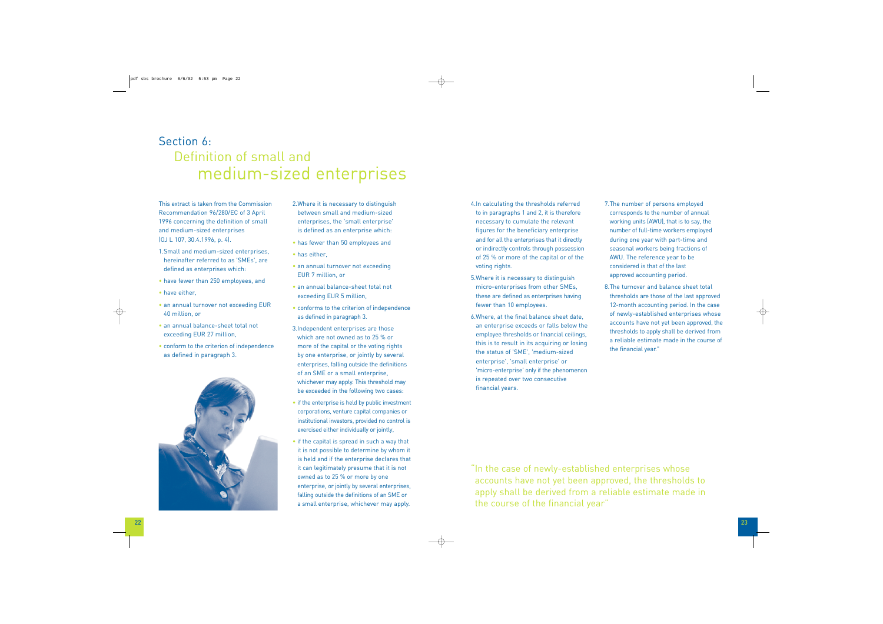# Section 6: Definition of small and medium-sized enterprises

This extract is taken from the Commission Recommendation 96/280/EC of 3 April 1996 concerning the definition of small and medium-sized enterprises (OJ L 107, 30.4.1996, p. 4).

1. Small and medium-sized enterprises, hereinafter referred to as 'SMEs', are defined as enterprises which:

- have fewer than 250 employees, and
- have either,
- an annual turnover not exceeding EUR 40 million, or
- an annual balance-sheet total not exceeding EUR 27 million,
- conform to the criterion of independence as defined in paragraph 3.

2. Where it is necessary to distinguish between small and medium-sized enterprises, the 'small enterprise' is defined as an enterprise which:

- has fewer than 50 employees and
- has either,
- an annual turnover not exceeding EUR 7 million, or
- an annual balance-sheet total not exceeding EUR 5 million,
- conforms to the criterion of independence as defined in paragraph 3.

3. Independent enterprises are those which are not owned as to 25 % or more of the capital or the voting rights by one enterprise, or jointly by several enterprises, falling outside the definitions of an SME or a small enterprise, whichever may apply. This threshold may be exceeded in the following two cases:

- if the enterprise is held by public investment corporations, venture capital companies or institutional investors, provided no control is exercised either individually or jointly,
- if the capital is spread in such a way that it is not possible to determine by whom it is held and if the enterprise declares that it can legitimately presume that it is not owned as to 25 % or more by one enterprise, or jointly by several enterprises, falling outside the definitions of an SME or a small enterprise, whichever may apply.

4. In calculating the thresholds referred to in paragraphs 1 and 2, it is therefore necessary to cumulate the relevant figures for the beneficiary enterprise and for all the enterprises that it directly or indirectly controls through possession of 25 % or more of the capital or of the voting rights.

5. Where it is necessary to distinguish micro-enterprises from other SMEs, these are defined as enterprises having fewer than 10 employees.

6. Where, at the final balance sheet date, an enterprise exceeds or falls below the employee thresholds or financial ceilings, this is to result in its acquiring or losing the status of 'SME', 'medium-sized enterprise', 'small enterprise' or 'micro-enterprise' only if the phenomenon is repeated over two consecutive financial years.

7. The number of persons employed corresponds to the number of annual working units (AWU), that is to say, the number of full-time workers employed during one year with part-time and seasonal workers being fractions of AWU. The reference year to be considered is that of the last approved accounting period.

8. The turnover and balance sheet total thresholds are those of the last approved 12-month accounting period. In the case of newly-established enterprises whose accounts have not yet been approved, the thresholds to apply shall be derived from a reliable estimate made in the course of the financial year."

"In the case of newly-established enterprises whose accounts have not yet been approved, the thresholds to apply shall be derived from a reliable estimate made in the course of the financial year"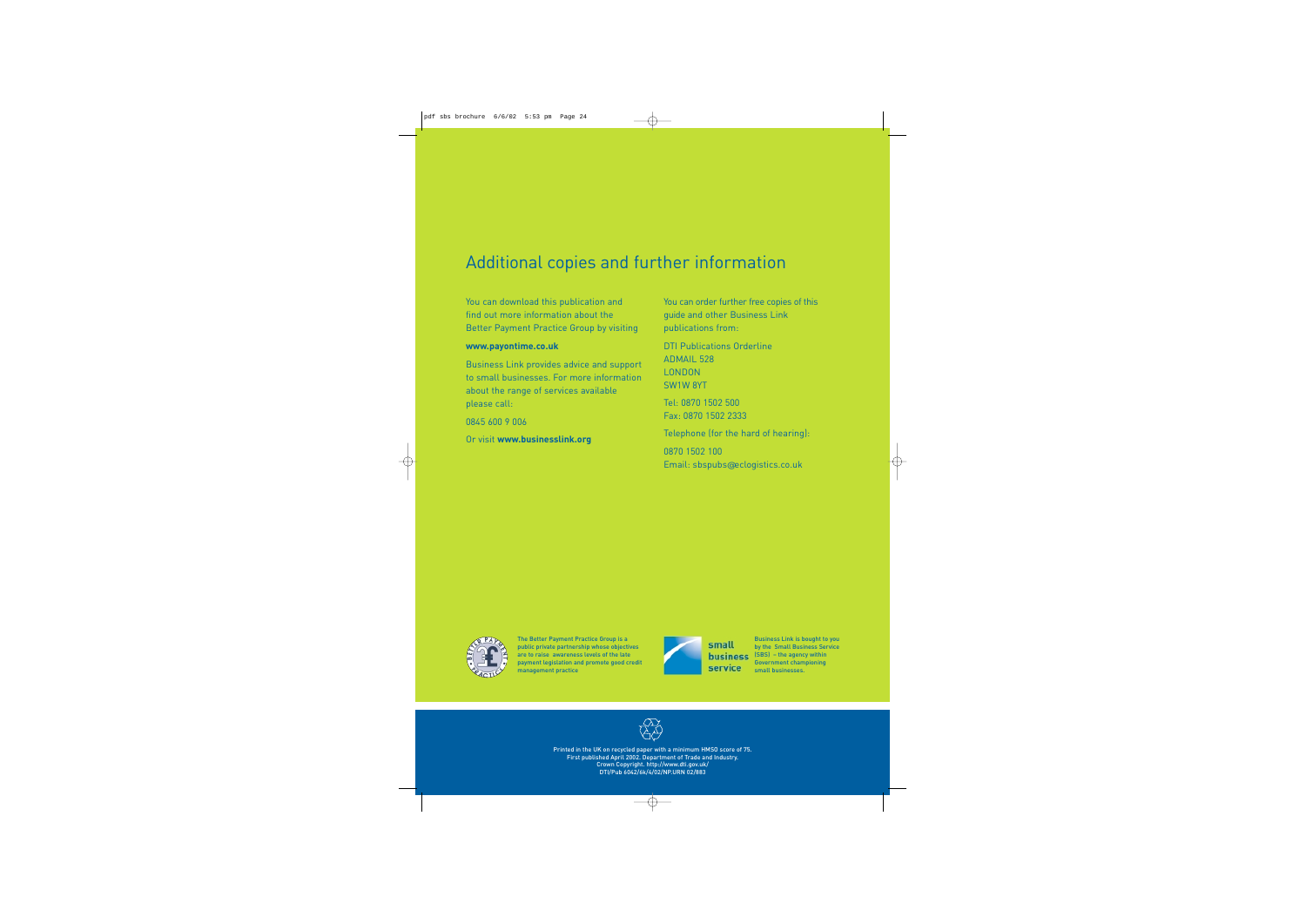# Additional copies and further information

You can download this publication and find out more information about the Better Payment Practice Group by visiting

**www.payontime.co.uk**

Business Link provides advice and support to small businesses. For more information about the range of services available please call:

0845 600 9 006

Or visit **www.businesslink.org**

You can order further free copies of this guide and other Business Link publications from:

DTI Publications Orderline
ADMAIL 528
LONDON
SW1W 8YT

Tel: 0870 1502 500
Fax: 0870 1502 2333

Telephone (for the hard of hearing):

0870 1502 100
Email: sbspubs@eclogistics.co.uk

The Better Payment Practice Group is a public private partnership whose objectives are to raise awareness levels of the late payment legislation and promote good credit management practice

Business Link is bought to you by the Small Business Service (SBS) – the agency within Government championing small businesses.

Printed in the UK on recycled paper with a minimum HMSO score of 75.
First published April 2002. Department of Trade and Industry.
Crown Copyright. http://www.dti.gov.uk/
DTI/Pub 6042/6k/4/02/NP.URN 02/883